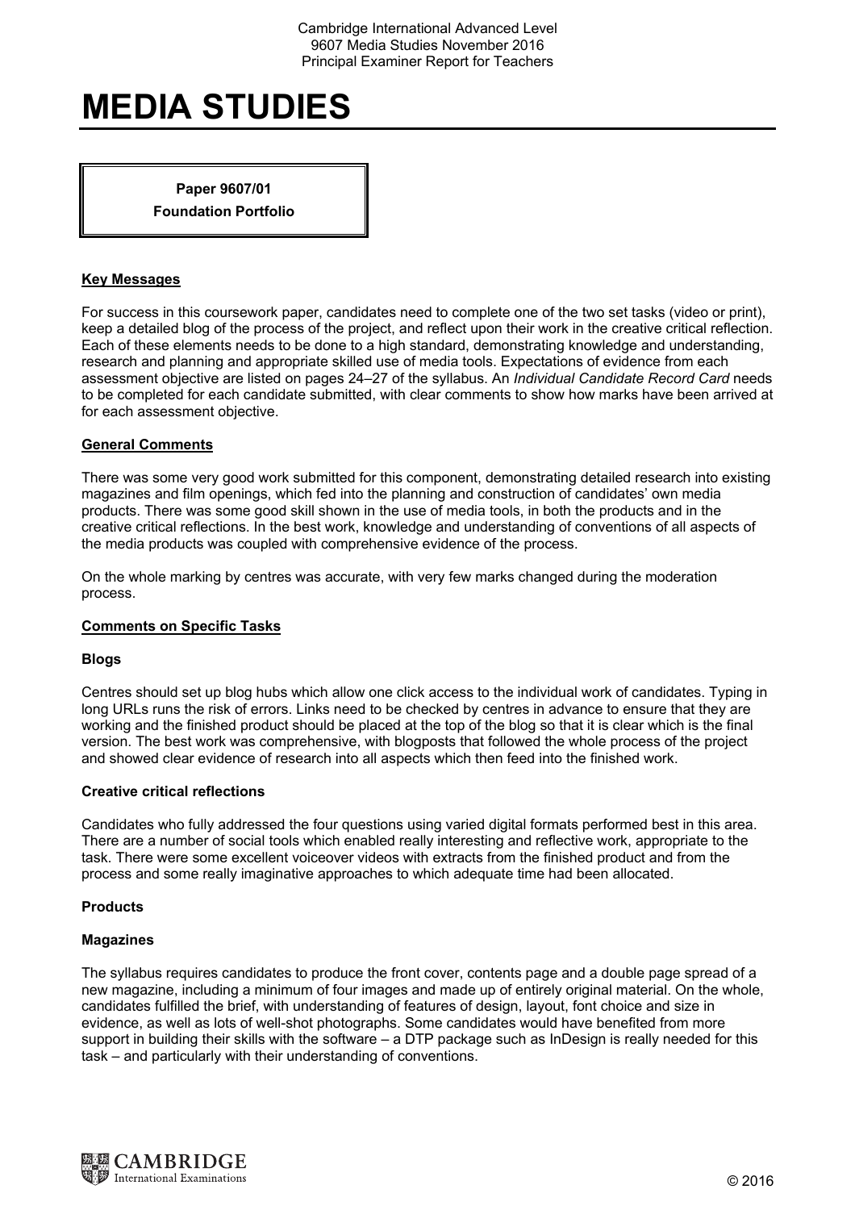# MEDIA STUDIES

**Paper 9607/01**

**Foundation Portfolio**

## Key Messages

For success in this coursework paper, candidates need to complete one of the two set tasks (video or print), keep a detailed blog of the process of the project, and reflect upon their work in the creative critical reflection. Each of these elements needs to be done to a high standard, demonstrating knowledge and understanding, research and planning and appropriate skilled use of media tools. Expectations of evidence from each assessment objective are listed on pages 24–27 of the syllabus. An *Individual Candidate Record Card* needs to be completed for each candidate submitted, with clear comments to show how marks have been arrived at for each assessment objective.

## General Comments

There was some very good work submitted for this component, demonstrating detailed research into existing magazines and film openings, which fed into the planning and construction of candidates' own media products. There was some good skill shown in the use of media tools, in both the products and in the creative critical reflections. In the best work, knowledge and understanding of conventions of all aspects of the media products was coupled with comprehensive evidence of the process.

On the whole marking by centres was accurate, with very few marks changed during the moderation process.

## Comments on Specific Tasks

### Blogs

Centres should set up blog hubs which allow one click access to the individual work of candidates. Typing in long URLs runs the risk of errors. Links need to be checked by centres in advance to ensure that they are working and the finished product should be placed at the top of the blog so that it is clear which is the final version. The best work was comprehensive, with blogposts that followed the whole process of the project and showed clear evidence of research into all aspects which then feed into the finished work.

### Creative critical reflections

Candidates who fully addressed the four questions using varied digital formats performed best in this area. There are a number of social tools which enabled really interesting and reflective work, appropriate to the task. There were some excellent voiceover videos with extracts from the finished product and from the process and some really imaginative approaches to which adequate time had been allocated.

### Products

#### Magazines

The syllabus requires candidates to produce the front cover, contents page and a double page spread of a new magazine, including a minimum of four images and made up of entirely original material. On the whole, candidates fulfilled the brief, with understanding of features of design, layout, font choice and size in evidence, as well as lots of well-shot photographs. Some candidates would have benefited from more support in building their skills with the software – a DTP package such as InDesign is really needed for this task – and particularly with their understanding of conventions.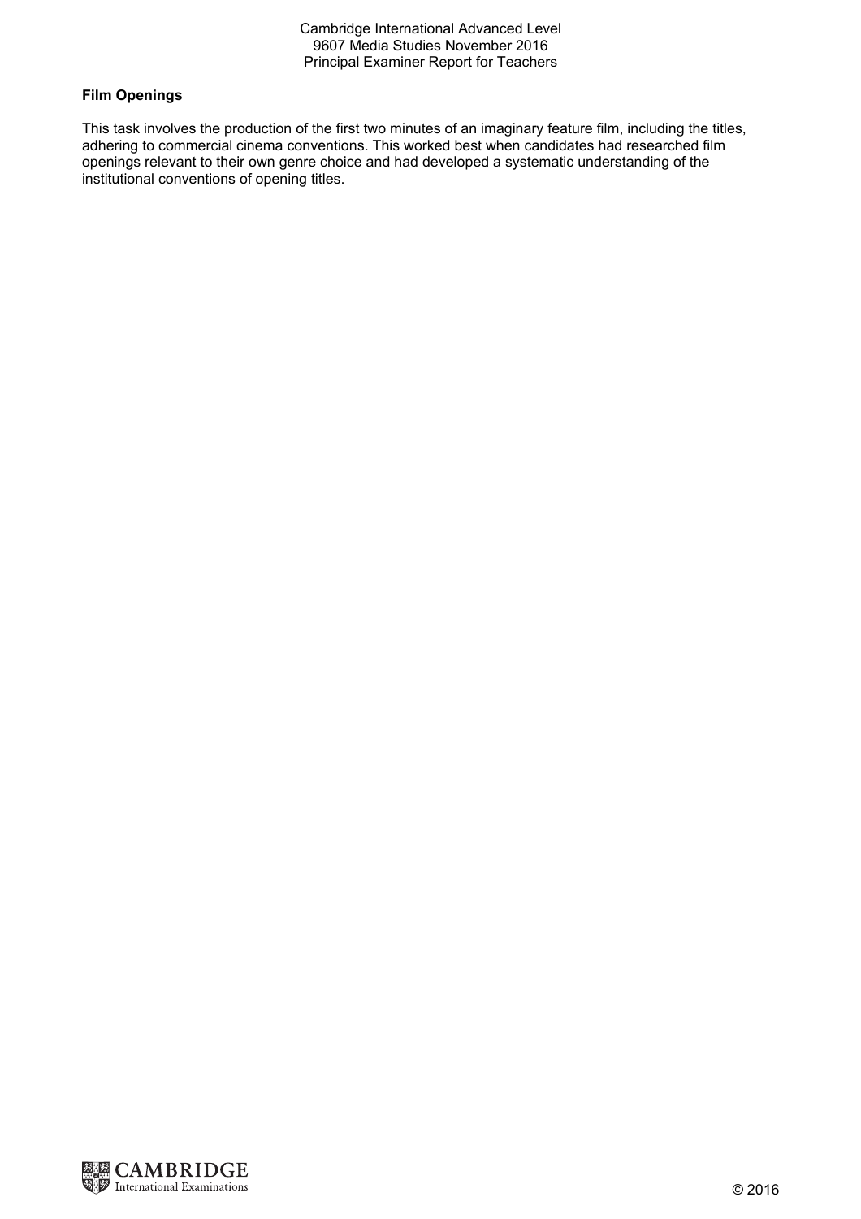**Film Openings**

This task involves the production of the first two minutes of an imaginary feature film, including the titles, adhering to commercial cinema conventions. This worked best when candidates had researched film openings relevant to their own genre choice and had developed a systematic understanding of the institutional conventions of opening titles.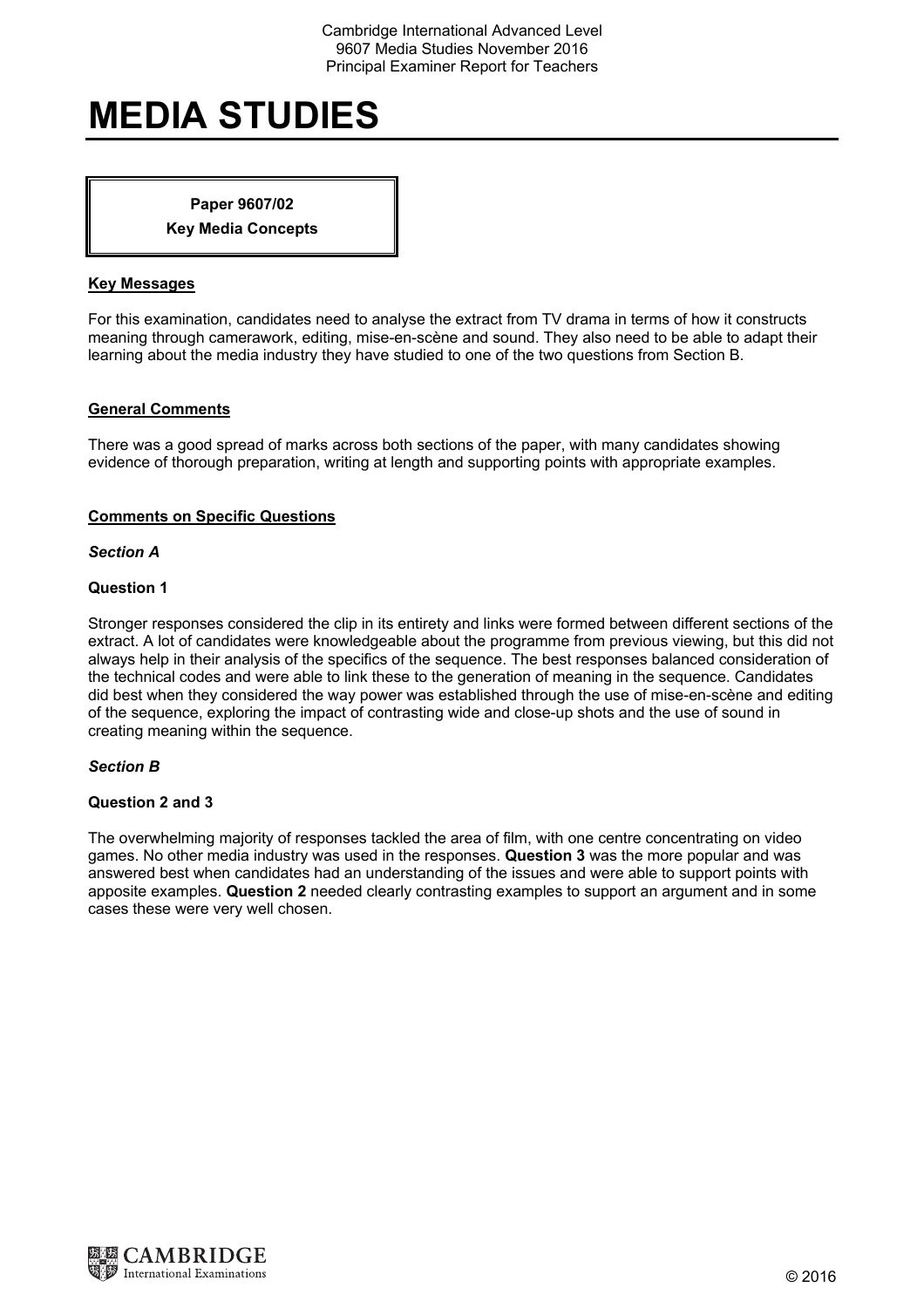# MEDIA STUDIES

**Paper 9607/02**
**Key Media Concepts**

## Key Messages

For this examination, candidates need to analyse the extract from TV drama in terms of how it constructs meaning through camerawork, editing, mise-en-scène and sound. They also need to be able to adapt their learning about the media industry they have studied to one of the two questions from Section B.

## General Comments

There was a good spread of marks across both sections of the paper, with many candidates showing evidence of thorough preparation, writing at length and supporting points with appropriate examples.

## Comments on Specific Questions

### *Section A*

#### Question 1

Stronger responses considered the clip in its entirety and links were formed between different sections of the extract. A lot of candidates were knowledgeable about the programme from previous viewing, but this did not always help in their analysis of the specifics of the sequence. The best responses balanced consideration of the technical codes and were able to link these to the generation of meaning in the sequence. Candidates did best when they considered the way power was established through the use of mise-en-scène and editing of the sequence, exploring the impact of contrasting wide and close-up shots and the use of sound in creating meaning within the sequence.

### *Section B*

#### Question 2 and 3

The overwhelming majority of responses tackled the area of film, with one centre concentrating on video games. No other media industry was used in the responses. **Question 3** was the more popular and was answered best when candidates had an understanding of the issues and were able to support points with apposite examples. **Question 2** needed clearly contrasting examples to support an argument and in some cases these were very well chosen.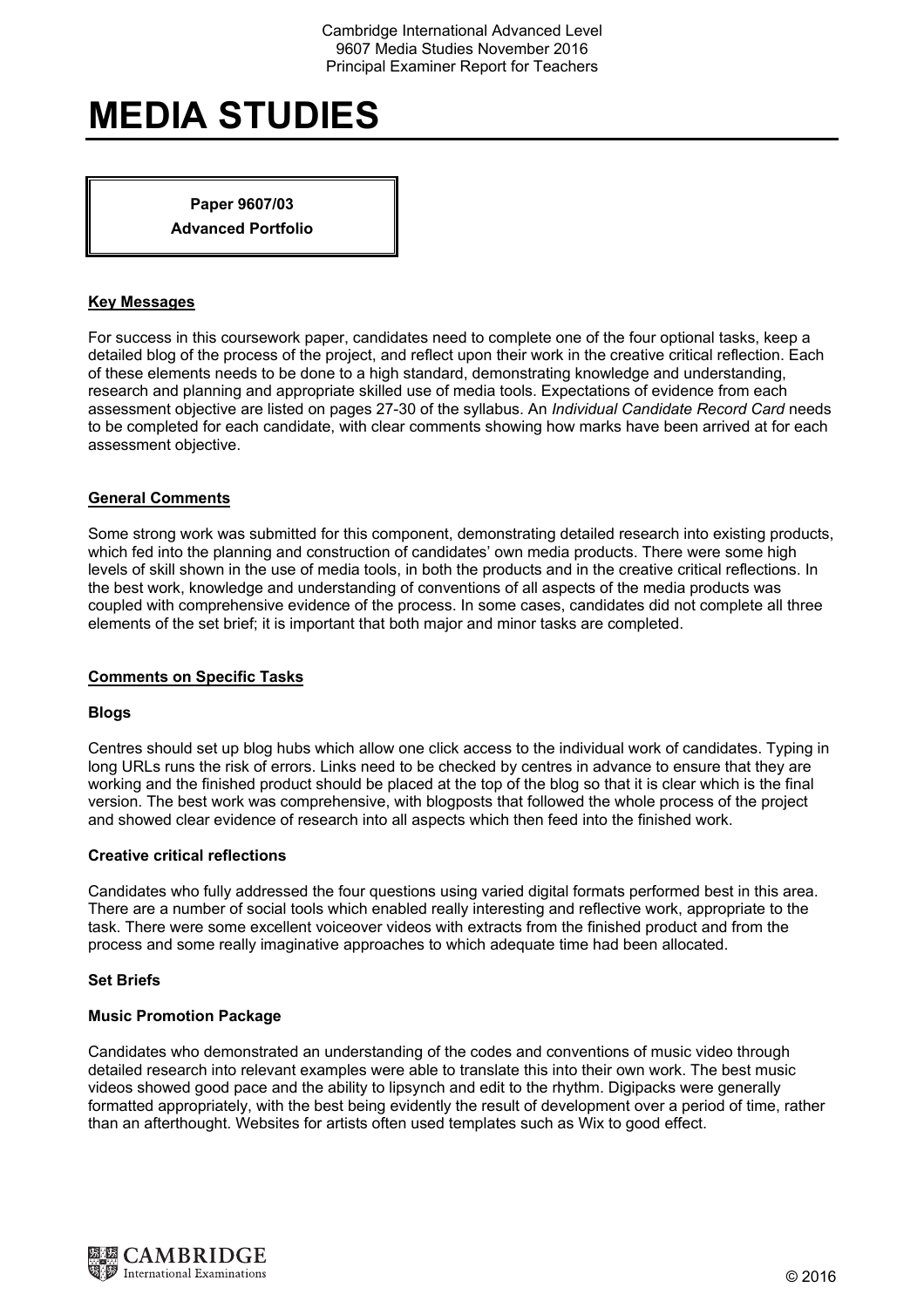# MEDIA STUDIES

**Paper 9607/03**
**Advanced Portfolio**

## Key Messages

For success in this coursework paper, candidates need to complete one of the four optional tasks, keep a detailed blog of the process of the project, and reflect upon their work in the creative critical reflection. Each of these elements needs to be done to a high standard, demonstrating knowledge and understanding, research and planning and appropriate skilled use of media tools. Expectations of evidence from each assessment objective are listed on pages 27-30 of the syllabus. An *Individual Candidate Record Card* needs to be completed for each candidate, with clear comments showing how marks have been arrived at for each assessment objective.

## General Comments

Some strong work was submitted for this component, demonstrating detailed research into existing products, which fed into the planning and construction of candidates' own media products. There were some high levels of skill shown in the use of media tools, in both the products and in the creative critical reflections. In the best work, knowledge and understanding of conventions of all aspects of the media products was coupled with comprehensive evidence of the process. In some cases, candidates did not complete all three elements of the set brief; it is important that both major and minor tasks are completed.

## Comments on Specific Tasks

### Blogs

Centres should set up blog hubs which allow one click access to the individual work of candidates. Typing in long URLs runs the risk of errors. Links need to be checked by centres in advance to ensure that they are working and the finished product should be placed at the top of the blog so that it is clear which is the final version. The best work was comprehensive, with blogposts that followed the whole process of the project and showed clear evidence of research into all aspects which then feed into the finished work.

### Creative critical reflections

Candidates who fully addressed the four questions using varied digital formats performed best in this area. There are a number of social tools which enabled really interesting and reflective work, appropriate to the task. There were some excellent voiceover videos with extracts from the finished product and from the process and some really imaginative approaches to which adequate time had been allocated.

### Set Briefs

### Music Promotion Package

Candidates who demonstrated an understanding of the codes and conventions of music video through detailed research into relevant examples were able to translate this into their own work. The best music videos showed good pace and the ability to lipsynch and edit to the rhythm. Digipacks were generally formatted appropriately, with the best being evidently the result of development over a period of time, rather than an afterthought. Websites for artists often used templates such as Wix to good effect.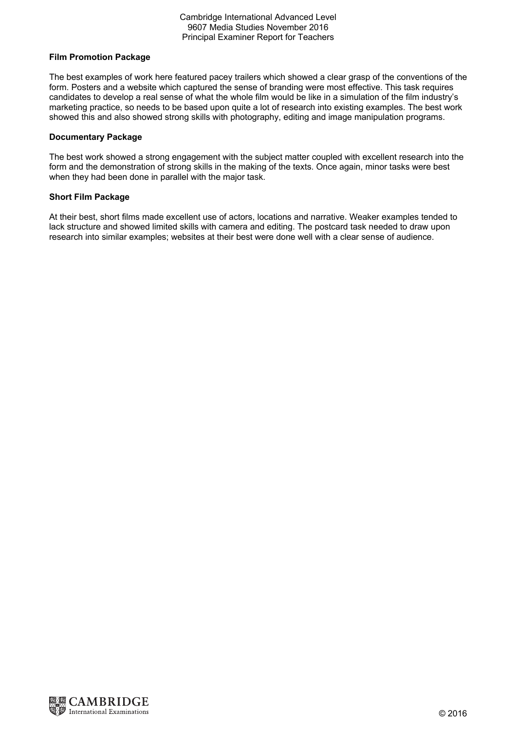### Film Promotion Package

The best examples of work here featured pacey trailers which showed a clear grasp of the conventions of the form. Posters and a website which captured the sense of branding were most effective. This task requires candidates to develop a real sense of what the whole film would be like in a simulation of the film industry's marketing practice, so needs to be based upon quite a lot of research into existing examples. The best work showed this and also showed strong skills with photography, editing and image manipulation programs.

### Documentary Package

The best work showed a strong engagement with the subject matter coupled with excellent research into the form and the demonstration of strong skills in the making of the texts. Once again, minor tasks were best when they had been done in parallel with the major task.

### Short Film Package

At their best, short films made excellent use of actors, locations and narrative. Weaker examples tended to lack structure and showed limited skills with camera and editing. The postcard task needed to draw upon research into similar examples; websites at their best were done well with a clear sense of audience.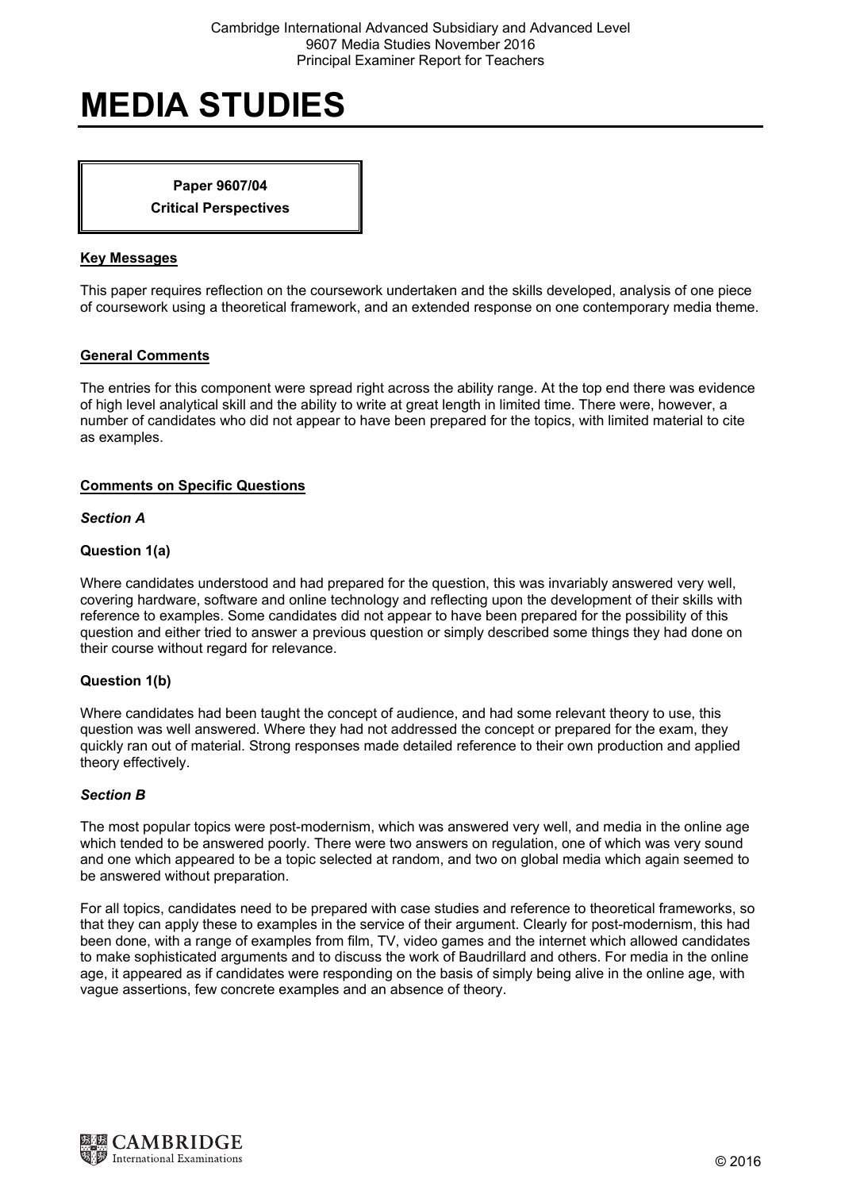# MEDIA STUDIES

**Paper 9607/04**

**Critical Perspectives**

## Key Messages

This paper requires reflection on the coursework undertaken and the skills developed, analysis of one piece of coursework using a theoretical framework, and an extended response on one contemporary media theme.

## General Comments

The entries for this component were spread right across the ability range. At the top end there was evidence of high level analytical skill and the ability to write at great length in limited time. There were, however, a number of candidates who did not appear to have been prepared for the topics, with limited material to cite as examples.

## Comments on Specific Questions

### *Section A*

#### Question 1(a)

Where candidates understood and had prepared for the question, this was invariably answered very well, covering hardware, software and online technology and reflecting upon the development of their skills with reference to examples. Some candidates did not appear to have been prepared for the possibility of this question and either tried to answer a previous question or simply described some things they had done on their course without regard for relevance.

#### Question 1(b)

Where candidates had been taught the concept of audience, and had some relevant theory to use, this question was well answered. Where they had not addressed the concept or prepared for the exam, they quickly ran out of material. Strong responses made detailed reference to their own production and applied theory effectively.

### *Section B*

The most popular topics were post-modernism, which was answered very well, and media in the online age which tended to be answered poorly. There were two answers on regulation, one of which was very sound and one which appeared to be a topic selected at random, and two on global media which again seemed to be answered without preparation.

For all topics, candidates need to be prepared with case studies and reference to theoretical frameworks, so that they can apply these to examples in the service of their argument. Clearly for post-modernism, this had been done, with a range of examples from film, TV, video games and the internet which allowed candidates to make sophisticated arguments and to discuss the work of Baudrillard and others. For media in the online age, it appeared as if candidates were responding on the basis of simply being alive in the online age, with vague assertions, few concrete examples and an absence of theory.